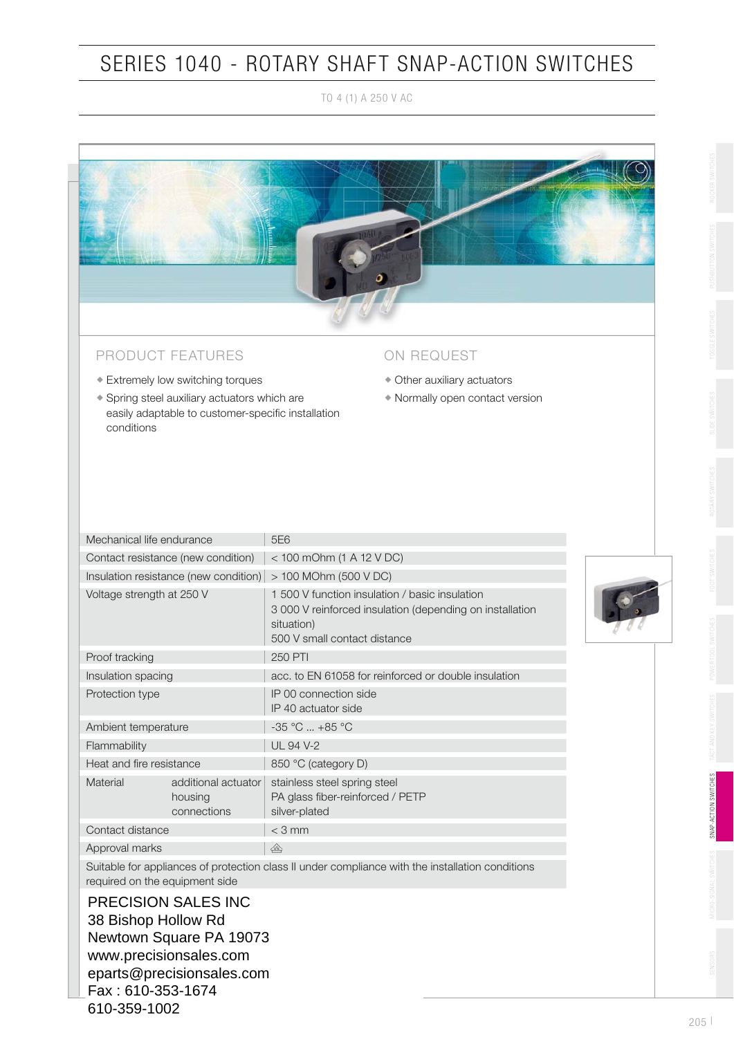# SERIES 1040 - ROTARY SHAFT SNAP-ACTION SWITCHES

TO 4 (1) A 250 V AC

## PRODUCT FEATURES

- Extremely low switching torques
- Spring steel auxiliary actuators which are easily adaptable to customer-specific installation conditions

## ON REQUEST

- Other auxiliary actuators
- Normally open contact version

| | |
|---|---|
| Mechanical life endurance | 5E6 |
| Contact resistance (new condition) | < 100 mOhm (1 A 12 V DC) |
| Insulation resistance (new condition) | > 100 MOhm (500 V DC) |
| Voltage strength at 250 V | 1 500 V function insulation / basic insulation<br>3 000 V reinforced insulation (depending on installation situation)<br>500 V small contact distance |
| Proof tracking | 250 PTI |
| Insulation spacing | acc. to EN 61058 for reinforced or double insulation |
| Protection type | IP 00 connection side<br>IP 40 actuator side |
| Ambient temperature | -35 °C ... +85 °C |
| Flammability | UL 94 V-2 |
| Heat and fire resistance | 850 °C (category D) |
| Material: additional actuator | stainless steel spring steel |
| Material: housing | PA glass fiber-reinforced / PETP |
| Material: connections | silver-plated |
| Contact distance | < 3 mm |
| Approval marks | |

Suitable for appliances of protection class II under compliance with the installation conditions required on the equipment side

PRECISION SALES INC
38 Bishop Hollow Rd
Newtown Square PA 19073
www.precisionsales.com
eparts@precisionsales.com
Fax : 610-353-1674
610-359-1002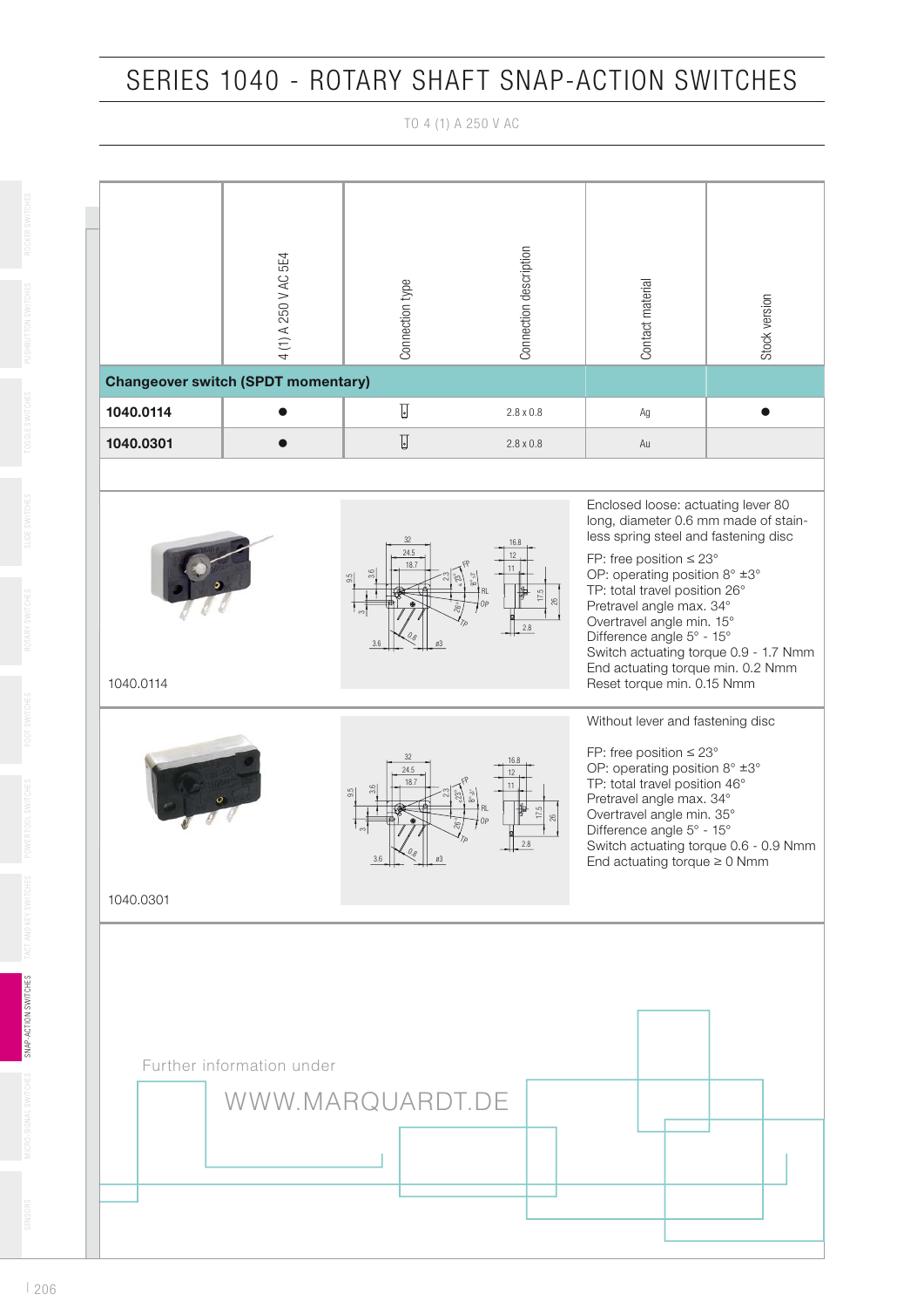# SERIES 1040 - ROTARY SHAFT SNAP-ACTION SWITCHES

TO 4 (1) A 250 V AC

| | 4 (1) A 250 V AC 5E4 | Connection type | Connection description | Contact material | Stock version |
|---|---|---|---|---|---|
| **Changeover switch (SPDT momentary)** | | | | | |
| **1040.0114** | ● | | 2.8 x 0.8 | Ag | ● |
| **1040.0301** | ● | | 2.8 x 0.8 | Au | |

1040.0114

32
24.5
18.7
9.5
3.6
2.3
3
3.6
0.8
ø3
FP
8°±3°
≤23°
26°
RL
OP
TP
16.8
12
11
17.5
26
2.8

Enclosed loose: actuating lever 80 long, diameter 0.6 mm made of stainless spring steel and fastening disc

FP: free position ≤ 23°
OP: operating position 8° ±3°
TP: total travel position 26°
Pretravel angle max. 34°
Overtravel angle min. 15°
Difference angle 5° - 15°
Switch actuating torque 0.9 - 1.7 Nmm
End actuating torque min. 0.2 Nmm
Reset torque min. 0.15 Nmm

1040.0301

32
24.5
18.7
9.5
3.6
2.3
3
3.6
0.8
ø3
FP
8°±3°
≤23°
26°
RL
OP
TP
16.8
12
11
17.5
26
2.8

Without lever and fastening disc

FP: free position ≤ 23°
OP: operating position 8° ±3°
TP: total travel position 46°
Pretravel angle max. 34°
Overtravel angle min. 35°
Difference angle 5° - 15°
Switch actuating torque 0.6 - 0.9 Nmm
End actuating torque ≥ 0 Nmm

Further information under

WWW.MARQUARDT.DE